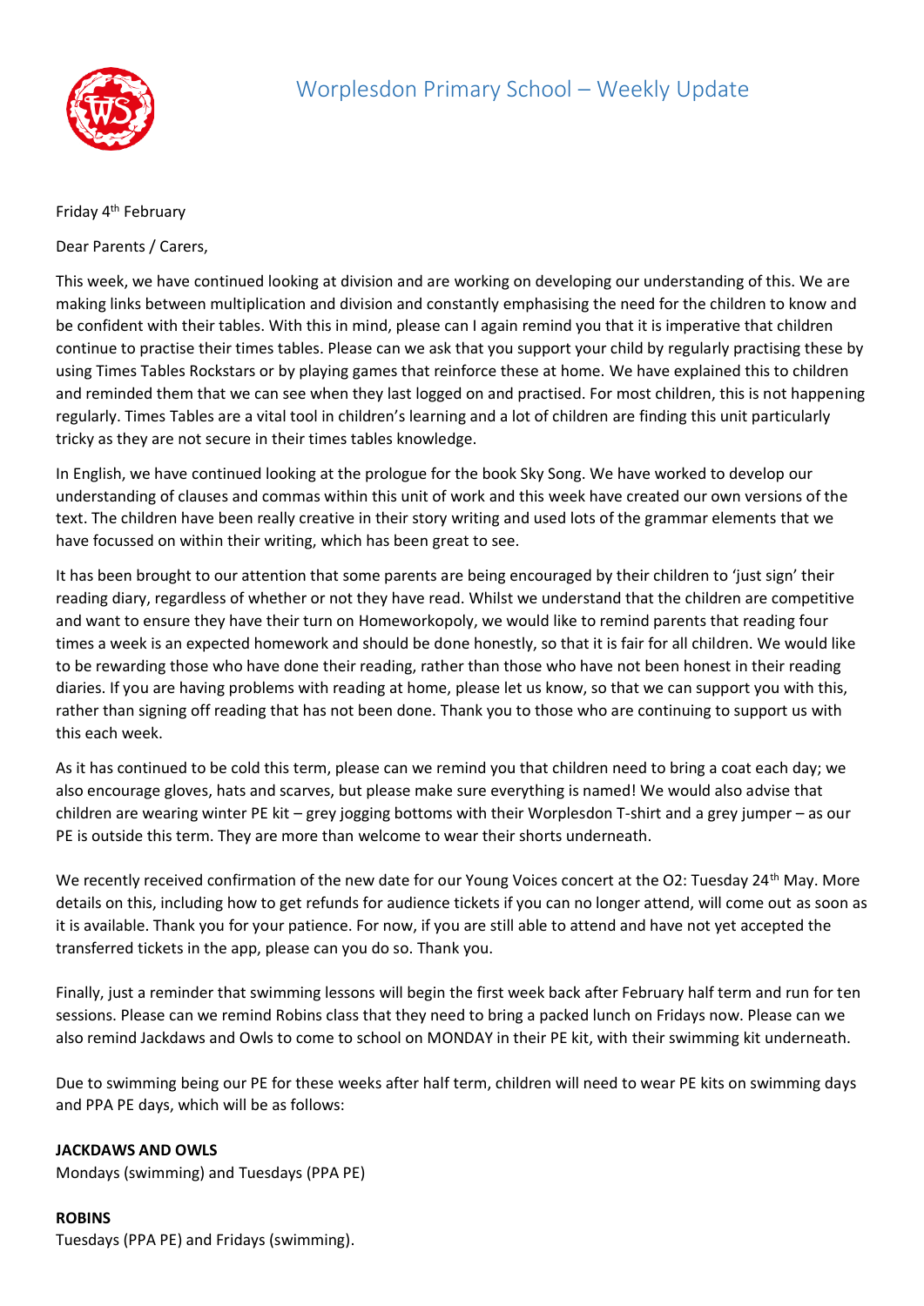# Worplesdon Primary School – Weekly Update

Friday 4th February

Dear Parents / Carers,

This week, we have continued looking at division and are working on developing our understanding of this. We are making links between multiplication and division and constantly emphasising the need for the children to know and be confident with their tables. With this in mind, please can I again remind you that it is imperative that children continue to practise their times tables. Please can we ask that you support your child by regularly practising these by using Times Tables Rockstars or by playing games that reinforce these at home. We have explained this to children and reminded them that we can see when they last logged on and practised. For most children, this is not happening regularly. Times Tables are a vital tool in children's learning and a lot of children are finding this unit particularly tricky as they are not secure in their times tables knowledge.

In English, we have continued looking at the prologue for the book Sky Song. We have worked to develop our understanding of clauses and commas within this unit of work and this week have created our own versions of the text. The children have been really creative in their story writing and used lots of the grammar elements that we have focussed on within their writing, which has been great to see.

It has been brought to our attention that some parents are being encouraged by their children to 'just sign' their reading diary, regardless of whether or not they have read. Whilst we understand that the children are competitive and want to ensure they have their turn on Homeworkopoly, we would like to remind parents that reading four times a week is an expected homework and should be done honestly, so that it is fair for all children. We would like to be rewarding those who have done their reading, rather than those who have not been honest in their reading diaries. If you are having problems with reading at home, please let us know, so that we can support you with this, rather than signing off reading that has not been done. Thank you to those who are continuing to support us with this each week.

As it has continued to be cold this term, please can we remind you that children need to bring a coat each day; we also encourage gloves, hats and scarves, but please make sure everything is named! We would also advise that children are wearing winter PE kit – grey jogging bottoms with their Worplesdon T-shirt and a grey jumper – as our PE is outside this term. They are more than welcome to wear their shorts underneath.

We recently received confirmation of the new date for our Young Voices concert at the O2: Tuesday 24th May. More details on this, including how to get refunds for audience tickets if you can no longer attend, will come out as soon as it is available. Thank you for your patience. For now, if you are still able to attend and have not yet accepted the transferred tickets in the app, please can you do so. Thank you.

Finally, just a reminder that swimming lessons will begin the first week back after February half term and run for ten sessions. Please can we remind Robins class that they need to bring a packed lunch on Fridays now. Please can we also remind Jackdaws and Owls to come to school on MONDAY in their PE kit, with their swimming kit underneath.

Due to swimming being our PE for these weeks after half term, children will need to wear PE kits on swimming days and PPA PE days, which will be as follows:

**JACKDAWS AND OWLS**
Mondays (swimming) and Tuesdays (PPA PE)

**ROBINS**
Tuesdays (PPA PE) and Fridays (swimming).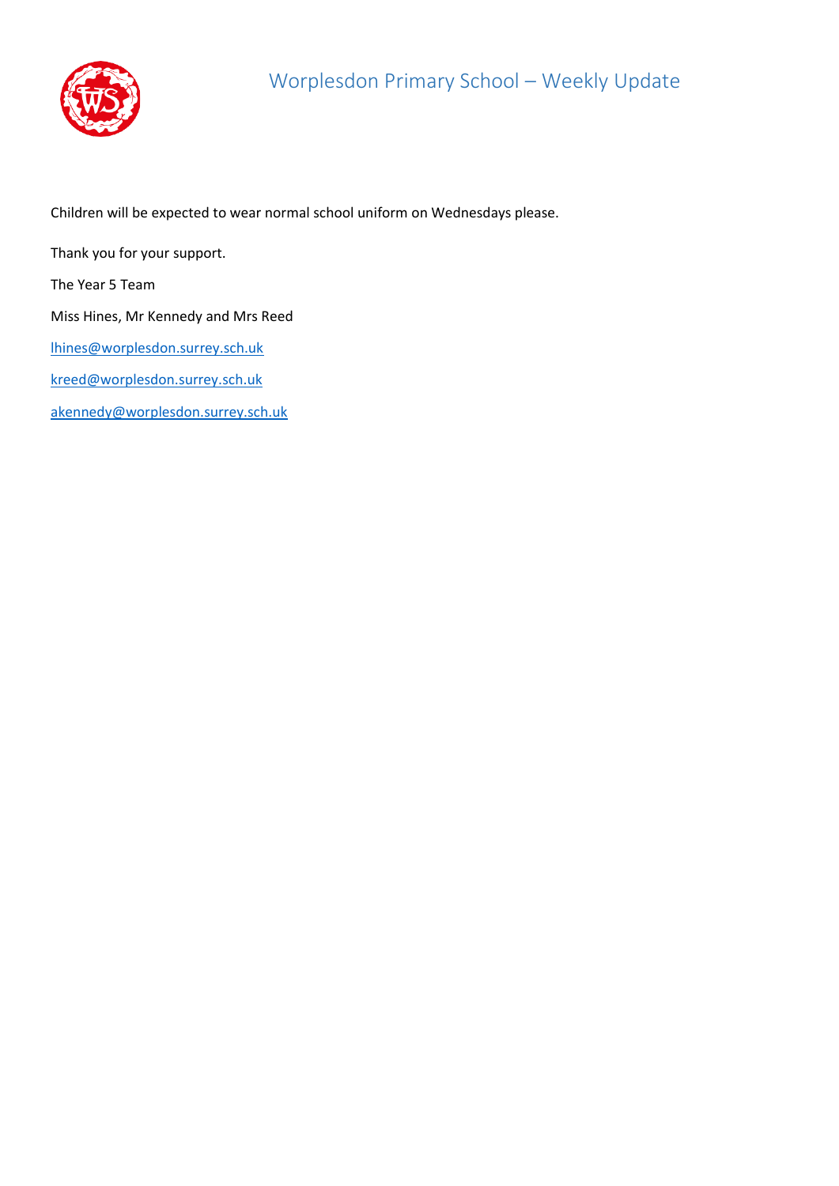Children will be expected to wear normal school uniform on Wednesdays please.

Thank you for your support.

The Year 5 Team

Miss Hines, Mr Kennedy and Mrs Reed

lhines@worplesdon.surrey.sch.uk

kreed@worplesdon.surrey.sch.uk

akennedy@worplesdon.surrey.sch.uk